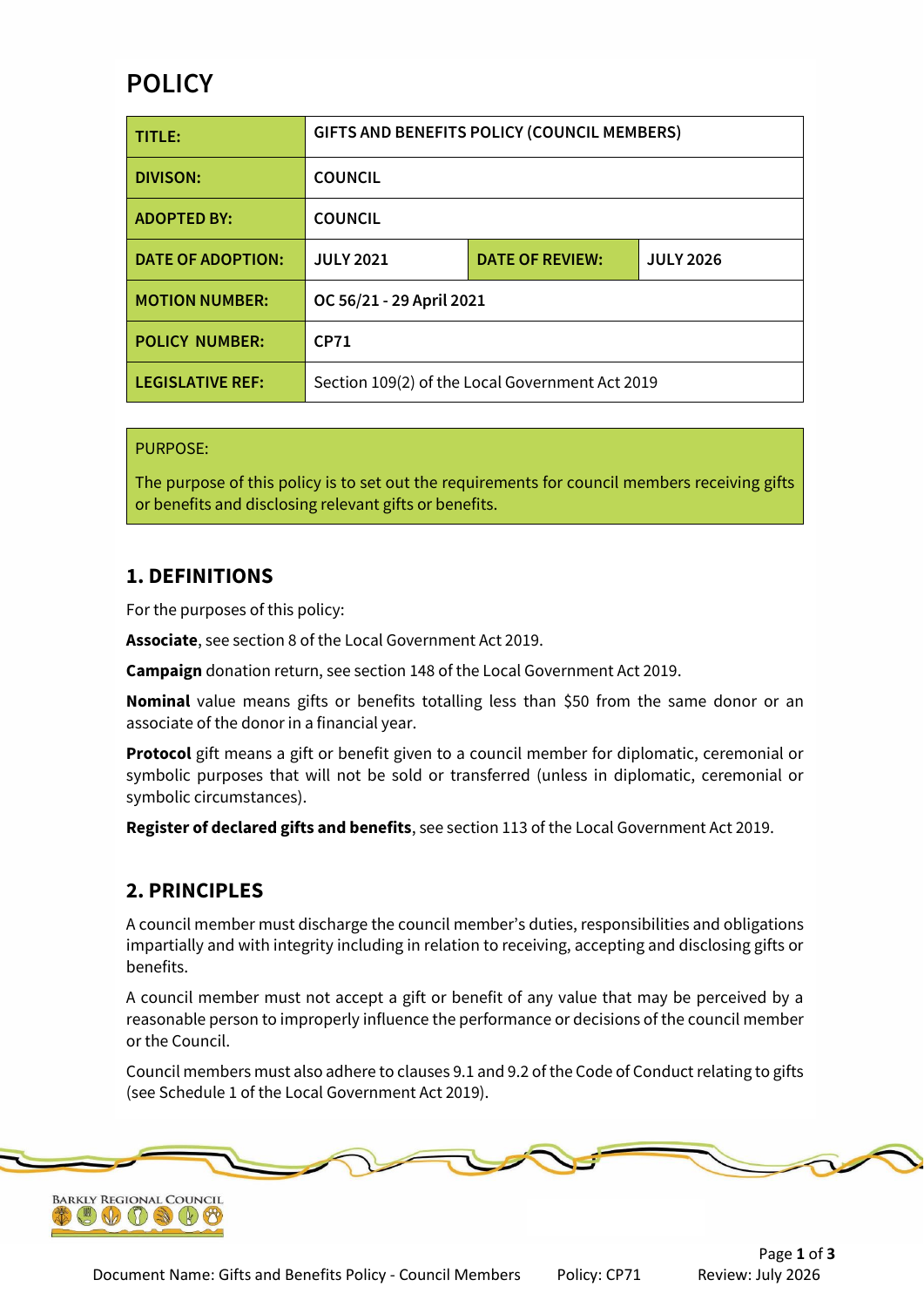# POLICY

| TITLE: | GIFTS AND BENEFITS POLICY (COUNCIL MEMBERS) | | |
|---|---|---|---|
| DIVISON: | COUNCIL | | |
| ADOPTED BY: | COUNCIL | | |
| DATE OF ADOPTION: | JULY 2021 | DATE OF REVIEW: | JULY 2026 |
| MOTION NUMBER: | OC 56/21 - 29 April 2021 | | |
| POLICY NUMBER: | CP71 | | |
| LEGISLATIVE REF: | Section 109(2) of the Local Government Act 2019 | | |

PURPOSE:

The purpose of this policy is to set out the requirements for council members receiving gifts or benefits and disclosing relevant gifts or benefits.

## 1. DEFINITIONS

For the purposes of this policy:

**Associate**, see section 8 of the Local Government Act 2019.

**Campaign** donation return, see section 148 of the Local Government Act 2019.

**Nominal** value means gifts or benefits totalling less than $50 from the same donor or an associate of the donor in a financial year.

**Protocol** gift means a gift or benefit given to a council member for diplomatic, ceremonial or symbolic purposes that will not be sold or transferred (unless in diplomatic, ceremonial or symbolic circumstances).

**Register of declared gifts and benefits**, see section 113 of the Local Government Act 2019.

## 2. PRINCIPLES

A council member must discharge the council member's duties, responsibilities and obligations impartially and with integrity including in relation to receiving, accepting and disclosing gifts or benefits.

A council member must not accept a gift or benefit of any value that may be perceived by a reasonable person to improperly influence the performance or decisions of the council member or the Council.

Council members must also adhere to clauses 9.1 and 9.2 of the Code of Conduct relating to gifts (see Schedule 1 of the Local Government Act 2019).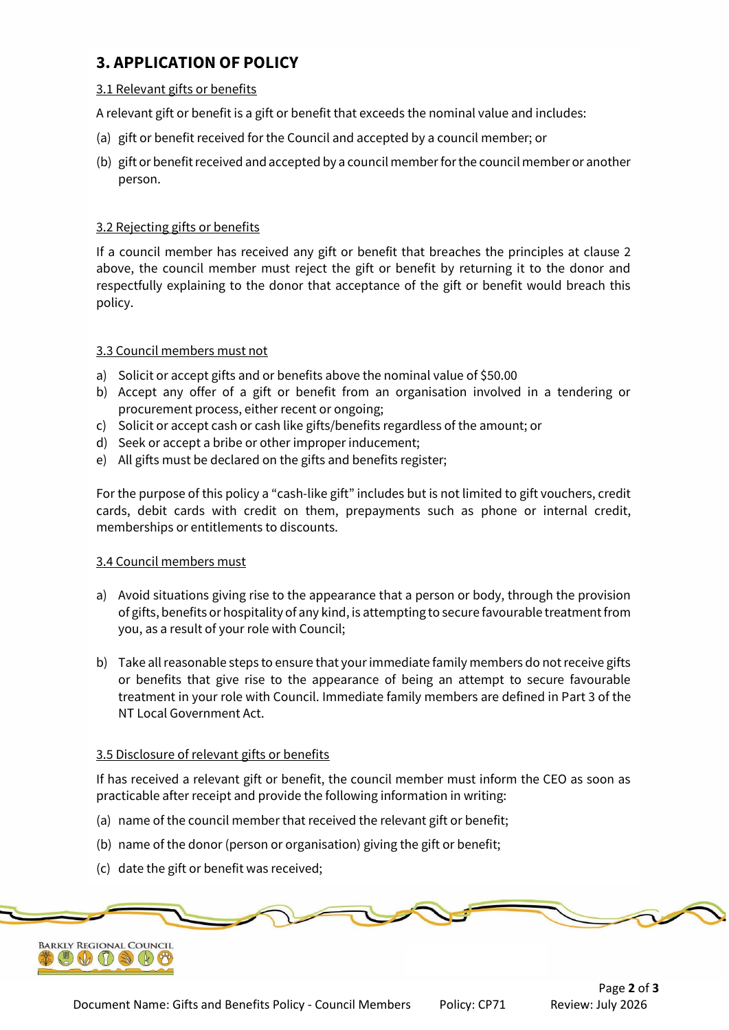## 3. APPLICATION OF POLICY

3.1 Relevant gifts or benefits

A relevant gift or benefit is a gift or benefit that exceeds the nominal value and includes:

(a) gift or benefit received for the Council and accepted by a council member; or

(b) gift or benefit received and accepted by a council member for the council member or another person.

3.2 Rejecting gifts or benefits

If a council member has received any gift or benefit that breaches the principles at clause 2 above, the council member must reject the gift or benefit by returning it to the donor and respectfully explaining to the donor that acceptance of the gift or benefit would breach this policy.

3.3 Council members must not

a) Solicit or accept gifts and or benefits above the nominal value of $50.00
b) Accept any offer of a gift or benefit from an organisation involved in a tendering or procurement process, either recent or ongoing;
c) Solicit or accept cash or cash like gifts/benefits regardless of the amount; or
d) Seek or accept a bribe or other improper inducement;
e) All gifts must be declared on the gifts and benefits register;

For the purpose of this policy a "cash-like gift" includes but is not limited to gift vouchers, credit cards, debit cards with credit on them, prepayments such as phone or internal credit, memberships or entitlements to discounts.

3.4 Council members must

a) Avoid situations giving rise to the appearance that a person or body, through the provision of gifts, benefits or hospitality of any kind, is attempting to secure favourable treatment from you, as a result of your role with Council;

b) Take all reasonable steps to ensure that your immediate family members do not receive gifts or benefits that give rise to the appearance of being an attempt to secure favourable treatment in your role with Council. Immediate family members are defined in Part 3 of the NT Local Government Act.

3.5 Disclosure of relevant gifts or benefits

If has received a relevant gift or benefit, the council member must inform the CEO as soon as practicable after receipt and provide the following information in writing:

(a) name of the council member that received the relevant gift or benefit;

(b) name of the donor (person or organisation) giving the gift or benefit;

(c) date the gift or benefit was received;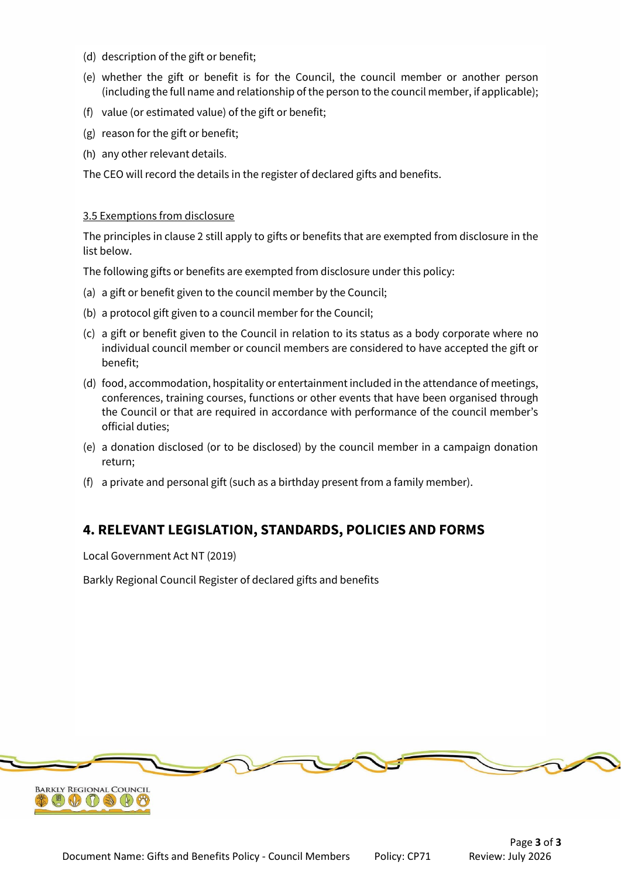(d) description of the gift or benefit;

(e) whether the gift or benefit is for the Council, the council member or another person (including the full name and relationship of the person to the council member, if applicable);

(f) value (or estimated value) of the gift or benefit;

(g) reason for the gift or benefit;

(h) any other relevant details.

The CEO will record the details in the register of declared gifts and benefits.

3.5 Exemptions from disclosure

The principles in clause 2 still apply to gifts or benefits that are exempted from disclosure in the list below.

The following gifts or benefits are exempted from disclosure under this policy:

(a) a gift or benefit given to the council member by the Council;

(b) a protocol gift given to a council member for the Council;

(c) a gift or benefit given to the Council in relation to its status as a body corporate where no individual council member or council members are considered to have accepted the gift or benefit;

(d) food, accommodation, hospitality or entertainment included in the attendance of meetings, conferences, training courses, functions or other events that have been organised through the Council or that are required in accordance with performance of the council member's official duties;

(e) a donation disclosed (or to be disclosed) by the council member in a campaign donation return;

(f) a private and personal gift (such as a birthday present from a family member).

## 4. RELEVANT LEGISLATION, STANDARDS, POLICIES AND FORMS

Local Government Act NT (2019)

Barkly Regional Council Register of declared gifts and benefits